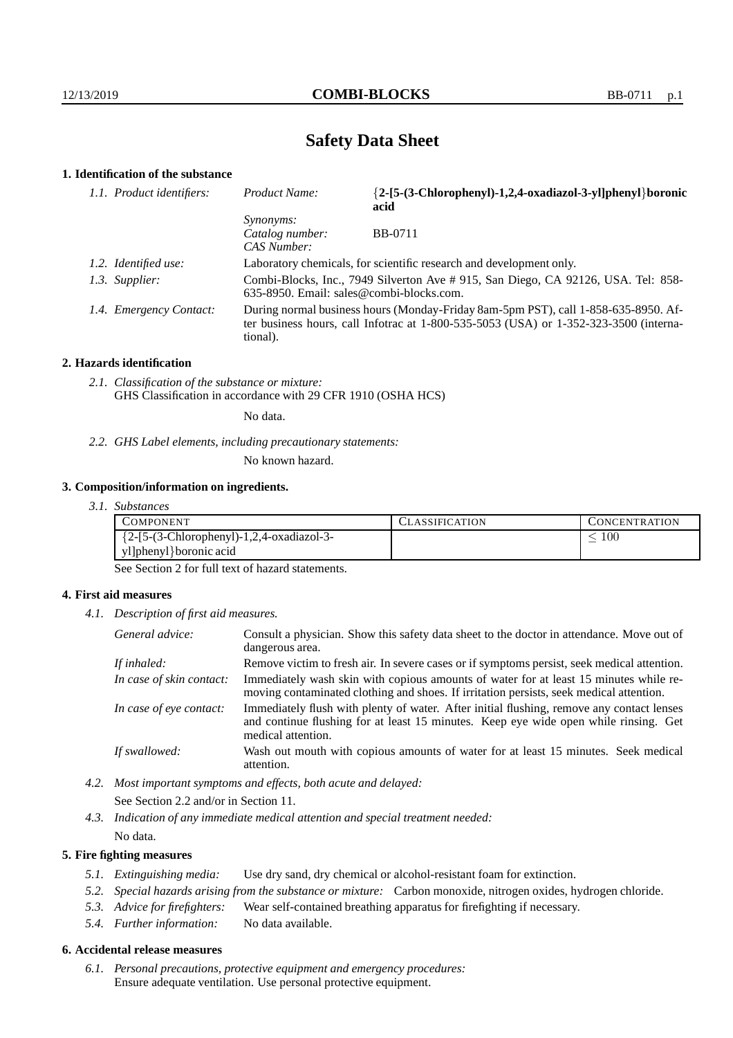# Safety Data Sheet

## 1. Identification of the substance

*1.1. Product identifiers:*

*Product Name:* **{2-[5-(3-Chlorophenyl)-1,2,4-oxadiazol-3-yl]phenyl}boronic acid**

*Synonyms:*

*Catalog number:* BB-0711

*CAS Number:*

*1.2. Identified use:* Laboratory chemicals, for scientific research and development only.

*1.3. Supplier:* Combi-Blocks, Inc., 7949 Silverton Ave # 915, San Diego, CA 92126, USA. Tel: 858-635-8950. Email: sales@combi-blocks.com.

*1.4. Emergency Contact:* During normal business hours (Monday-Friday 8am-5pm PST), call 1-858-635-8950. After business hours, call Infotrac at 1-800-535-5053 (USA) or 1-352-323-3500 (international).

## 2. Hazards identification

*2.1. Classification of the substance or mixture:*
GHS Classification in accordance with 29 CFR 1910 (OSHA HCS)

No data.

*2.2. GHS Label elements, including precautionary statements:*

No known hazard.

## 3. Composition/information on ingredients.

*3.1. Substances*

| COMPONENT | CLASSIFICATION | CONCENTRATION |
|---|---|---|
| {2-[5-(3-Chlorophenyl)-1,2,4-oxadiazol-3-yl]phenyl}boronic acid | | ≤ 100 |

See Section 2 for full text of hazard statements.

## 4. First aid measures

*4.1. Description of first aid measures.*

*General advice:* Consult a physician. Show this safety data sheet to the doctor in attendance. Move out of dangerous area.

*If inhaled:* Remove victim to fresh air. In severe cases or if symptoms persist, seek medical attention.

*In case of skin contact:* Immediately wash skin with copious amounts of water for at least 15 minutes while removing contaminated clothing and shoes. If irritation persists, seek medical attention.

*In case of eye contact:* Immediately flush with plenty of water. After initial flushing, remove any contact lenses and continue flushing for at least 15 minutes. Keep eye wide open while rinsing. Get medical attention.

*If swallowed:* Wash out mouth with copious amounts of water for at least 15 minutes. Seek medical attention.

*4.2. Most important symptoms and effects, both acute and delayed:*

See Section 2.2 and/or in Section 11.

*4.3. Indication of any immediate medical attention and special treatment needed:*

No data.

## 5. Fire fighting measures

*5.1. Extinguishing media:* Use dry sand, dry chemical or alcohol-resistant foam for extinction.

*5.2. Special hazards arising from the substance or mixture:* Carbon monoxide, nitrogen oxides, hydrogen chloride.

*5.3. Advice for firefighters:* Wear self-contained breathing apparatus for firefighting if necessary.

*5.4. Further information:* No data available.

## 6. Accidental release measures

*6.1. Personal precautions, protective equipment and emergency procedures:*
Ensure adequate ventilation. Use personal protective equipment.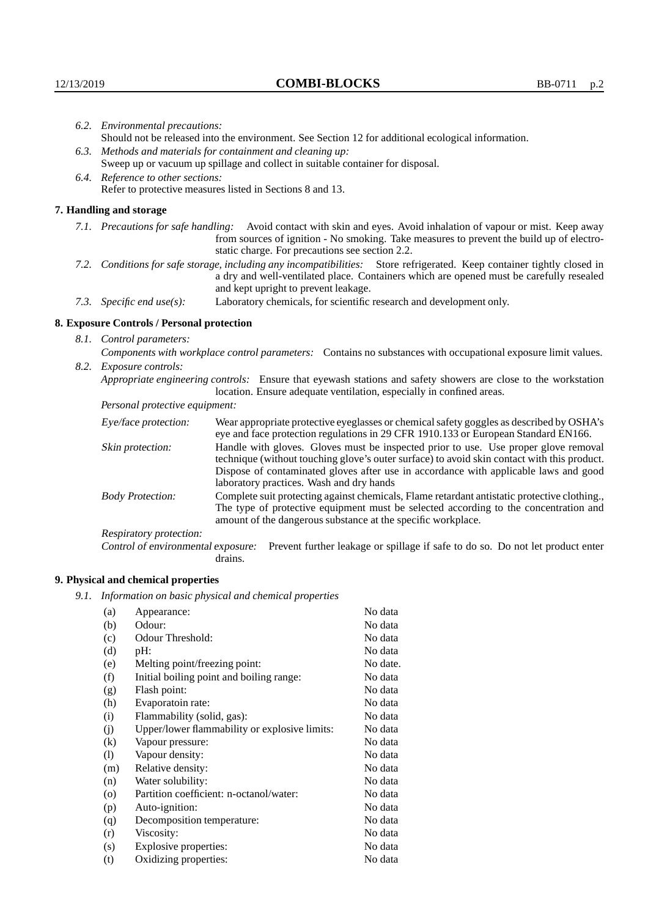6.2. *Environmental precautions:*
Should not be released into the environment. See Section 12 for additional ecological information.

6.3. *Methods and materials for containment and cleaning up:*
Sweep up or vacuum up spillage and collect in suitable container for disposal.

6.4. *Reference to other sections:*
Refer to protective measures listed in Sections 8 and 13.

## 7. Handling and storage

7.1. *Precautions for safe handling:* Avoid contact with skin and eyes. Avoid inhalation of vapour or mist. Keep away from sources of ignition - No smoking. Take measures to prevent the build up of electrostatic charge. For precautions see section 2.2.

7.2. *Conditions for safe storage, including any incompatibilities:* Store refrigerated. Keep container tightly closed in a dry and well-ventilated place. Containers which are opened must be carefully resealed and kept upright to prevent leakage.

7.3. *Specific end use(s):* Laboratory chemicals, for scientific research and development only.

## 8. Exposure Controls / Personal protection

8.1. *Control parameters:*
*Components with workplace control parameters:* Contains no substances with occupational exposure limit values.

8.2. *Exposure controls:*
*Appropriate engineering controls:* Ensure that eyewash stations and safety showers are close to the workstation location. Ensure adequate ventilation, especially in confined areas.

*Personal protective equipment:*

*Eye/face protection:* Wear appropriate protective eyeglasses or chemical safety goggles as described by OSHA's eye and face protection regulations in 29 CFR 1910.133 or European Standard EN166.

*Skin protection:* Handle with gloves. Gloves must be inspected prior to use. Use proper glove removal technique (without touching glove's outer surface) to avoid skin contact with this product. Dispose of contaminated gloves after use in accordance with applicable laws and good laboratory practices. Wash and dry hands

*Body Protection:* Complete suit protecting against chemicals, Flame retardant antistatic protective clothing., The type of protective equipment must be selected according to the concentration and amount of the dangerous substance at the specific workplace.

*Respiratory protection:*

*Control of environmental exposure:* Prevent further leakage or spillage if safe to do so. Do not let product enter drains.

## 9. Physical and chemical properties

9.1. *Information on basic physical and chemical properties*

| | | |
|---|---|---|
| (a) | Appearance: | No data |
| (b) | Odour: | No data |
| (c) | Odour Threshold: | No data |
| (d) | pH: | No data |
| (e) | Melting point/freezing point: | No date. |
| (f) | Initial boiling point and boiling range: | No data |
| (g) | Flash point: | No data |
| (h) | Evaporatoin rate: | No data |
| (i) | Flammability (solid, gas): | No data |
| (j) | Upper/lower flammability or explosive limits: | No data |
| (k) | Vapour pressure: | No data |
| (l) | Vapour density: | No data |
| (m) | Relative density: | No data |
| (n) | Water solubility: | No data |
| (o) | Partition coefficient: n-octanol/water: | No data |
| (p) | Auto-ignition: | No data |
| (q) | Decomposition temperature: | No data |
| (r) | Viscosity: | No data |
| (s) | Explosive properties: | No data |
| (t) | Oxidizing properties: | No data |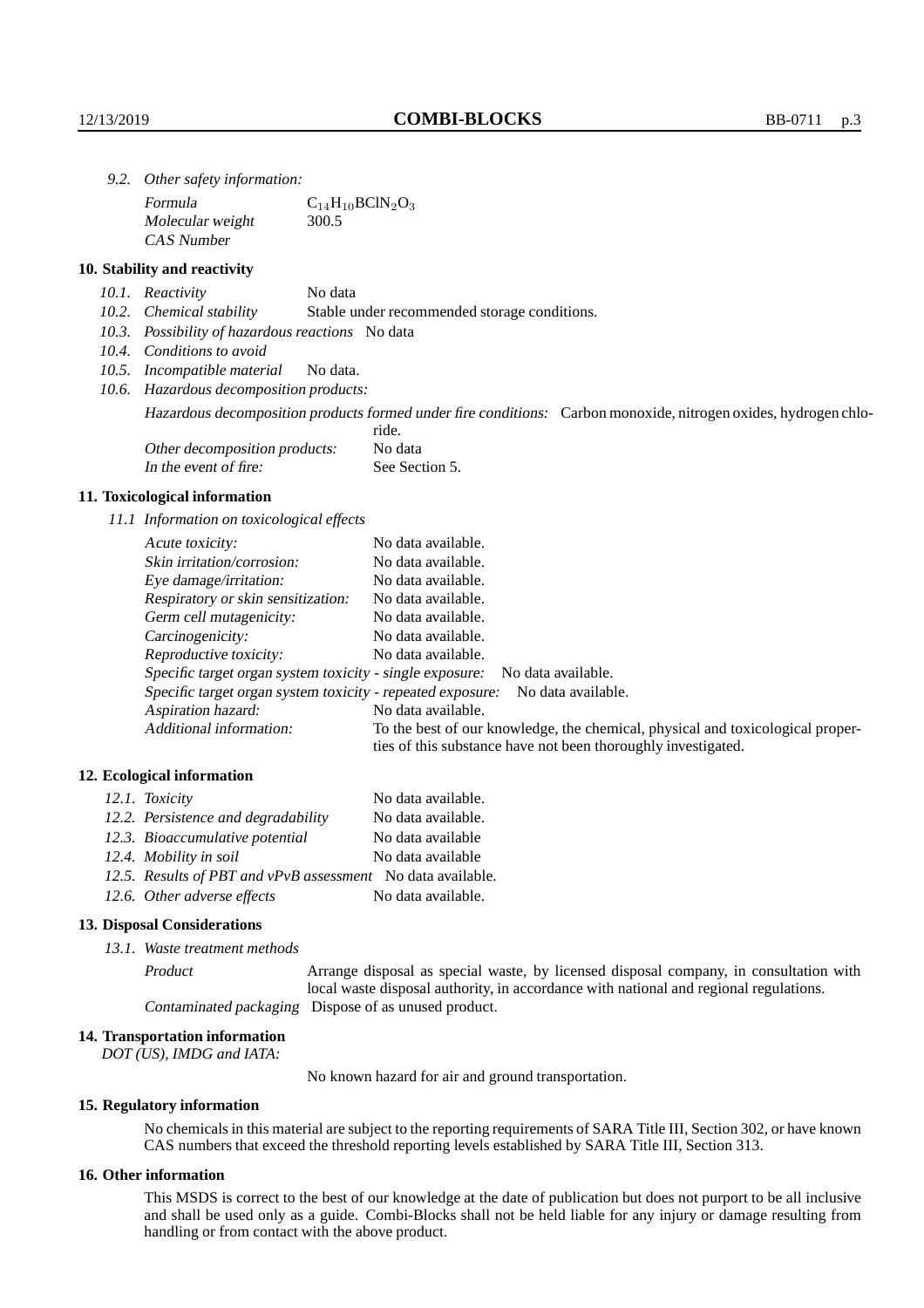*9.2. Other safety information:*

| | |
|---|---|
| *Formula* | $C_{14}H_{10}BClN_2O_3$ |
| *Molecular weight* | 300.5 |
| *CAS Number* | |

## 10. Stability and reactivity

*10.1. Reactivity* No data

*10.2. Chemical stability* Stable under recommended storage conditions.

*10.3. Possibility of hazardous reactions* No data

*10.4. Conditions to avoid*

*10.5. Incompatible material* No data.

*10.6. Hazardous decomposition products:*

*Hazardous decomposition products formed under fire conditions:* Carbon monoxide, nitrogen oxides, hydrogen chloride.

| | |
|---|---|
| *Other decomposition products:* | No data |
| *In the event of fire:* | See Section 5. |

## 11. Toxicological information

*11.1 Information on toxicological effects*

| | |
|---|---|
| *Acute toxicity:* | No data available. |
| *Skin irritation/corrosion:* | No data available. |
| *Eye damage/irritation:* | No data available. |
| *Respiratory or skin sensitization:* | No data available. |
| *Germ cell mutagenicity:* | No data available. |
| *Carcinogenicity:* | No data available. |
| *Reproductive toxicity:* | No data available. |
| *Specific target organ system toxicity - single exposure:* | No data available. |
| *Specific target organ system toxicity - repeated exposure:* | No data available. |
| *Aspiration hazard:* | No data available. |
| *Additional information:* | To the best of our knowledge, the chemical, physical and toxicological properties of this substance have not been thoroughly investigated. |

## 12. Ecological information

| | |
|---|---|
| *12.1. Toxicity* | No data available. |
| *12.2. Persistence and degradability* | No data available. |
| *12.3. Bioaccumulative potential* | No data available |
| *12.4. Mobility in soil* | No data available |
| *12.5. Results of PBT and vPvB assessment* | No data available. |
| *12.6. Other adverse effects* | No data available. |

## 13. Disposal Considerations

*13.1. Waste treatment methods*

*Product* Arrange disposal as special waste, by licensed disposal company, in consultation with local waste disposal authority, in accordance with national and regional regulations.

*Contaminated packaging* Dispose of as unused product.

## 14. Transportation information

*DOT (US), IMDG and IATA:*

No known hazard for air and ground transportation.

## 15. Regulatory information

No chemicals in this material are subject to the reporting requirements of SARA Title III, Section 302, or have known CAS numbers that exceed the threshold reporting levels established by SARA Title III, Section 313.

## 16. Other information

This MSDS is correct to the best of our knowledge at the date of publication but does not purport to be all inclusive and shall be used only as a guide. Combi-Blocks shall not be held liable for any injury or damage resulting from handling or from contact with the above product.